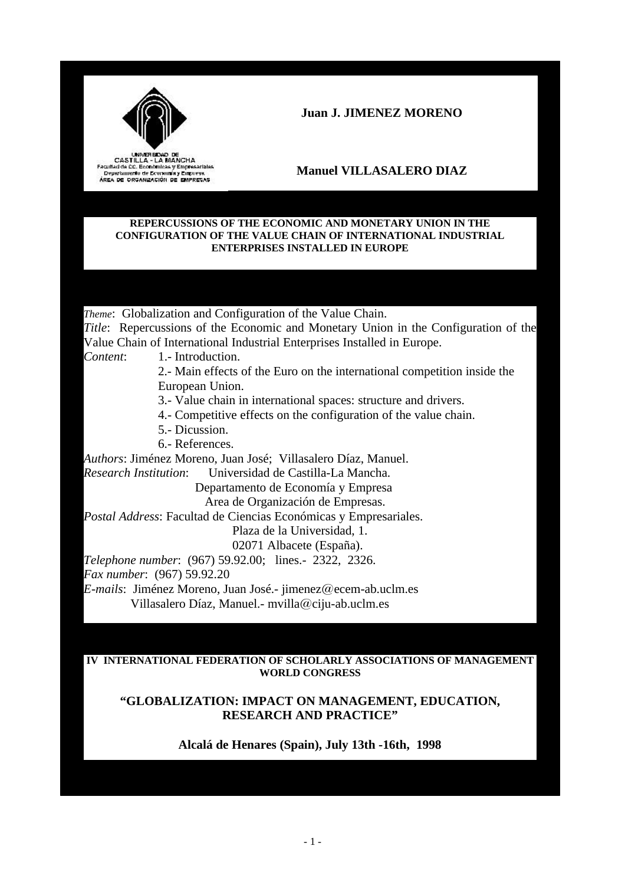UNIVERSIDAD DE CASTILLA - LA MANCHA
Facultad de CC. Económicas y Empresariales
Departamento de Economía y Empresa
ÁREA DE ORGANIZACIÓN DE EMPRESAS

**Juan J. JIMENEZ MORENO**

**Manuel VILLASALERO DIAZ**

# REPERCUSSIONS OF THE ECONOMIC AND MONETARY UNION IN THE CONFIGURATION OF THE VALUE CHAIN OF INTERNATIONAL INDUSTRIAL ENTERPRISES INSTALLED IN EUROPE

*Theme*: Globalization and Configuration of the Value Chain.

*Title*: Repercussions of the Economic and Monetary Union in the Configuration of the Value Chain of International Industrial Enterprises Installed in Europe.

*Content*:
1.- Introduction.
2.- Main effects of the Euro on the international competition inside the European Union.
3.- Value chain in international spaces: structure and drivers.
4.- Competitive effects on the configuration of the value chain.
5.- Dicussion.
6.- References.

*Authors*: Jiménez Moreno, Juan José; Villasalero Díaz, Manuel.

*Research Institution*: Universidad de Castilla-La Mancha.
Departamento de Economía y Empresa
Area de Organización de Empresas.

*Postal Address*: Facultad de Ciencias Económicas y Empresariales.
Plaza de la Universidad, 1.
02071 Albacete (España).

*Telephone number*: (967) 59.92.00; lines.- 2322, 2326.

*Fax number*: (967) 59.92.20

*E-mails*: Jiménez Moreno, Juan José.- jimenez@ecem-ab.uclm.es
Villasalero Díaz, Manuel.- mvilla@ciju-ab.uclm.es

**IV INTERNATIONAL FEDERATION OF SCHOLARLY ASSOCIATIONS OF MANAGEMENT WORLD CONGRESS**

**"GLOBALIZATION: IMPACT ON MANAGEMENT, EDUCATION, RESEARCH AND PRACTICE"**

**Alcalá de Henares (Spain), July 13th -16th, 1998**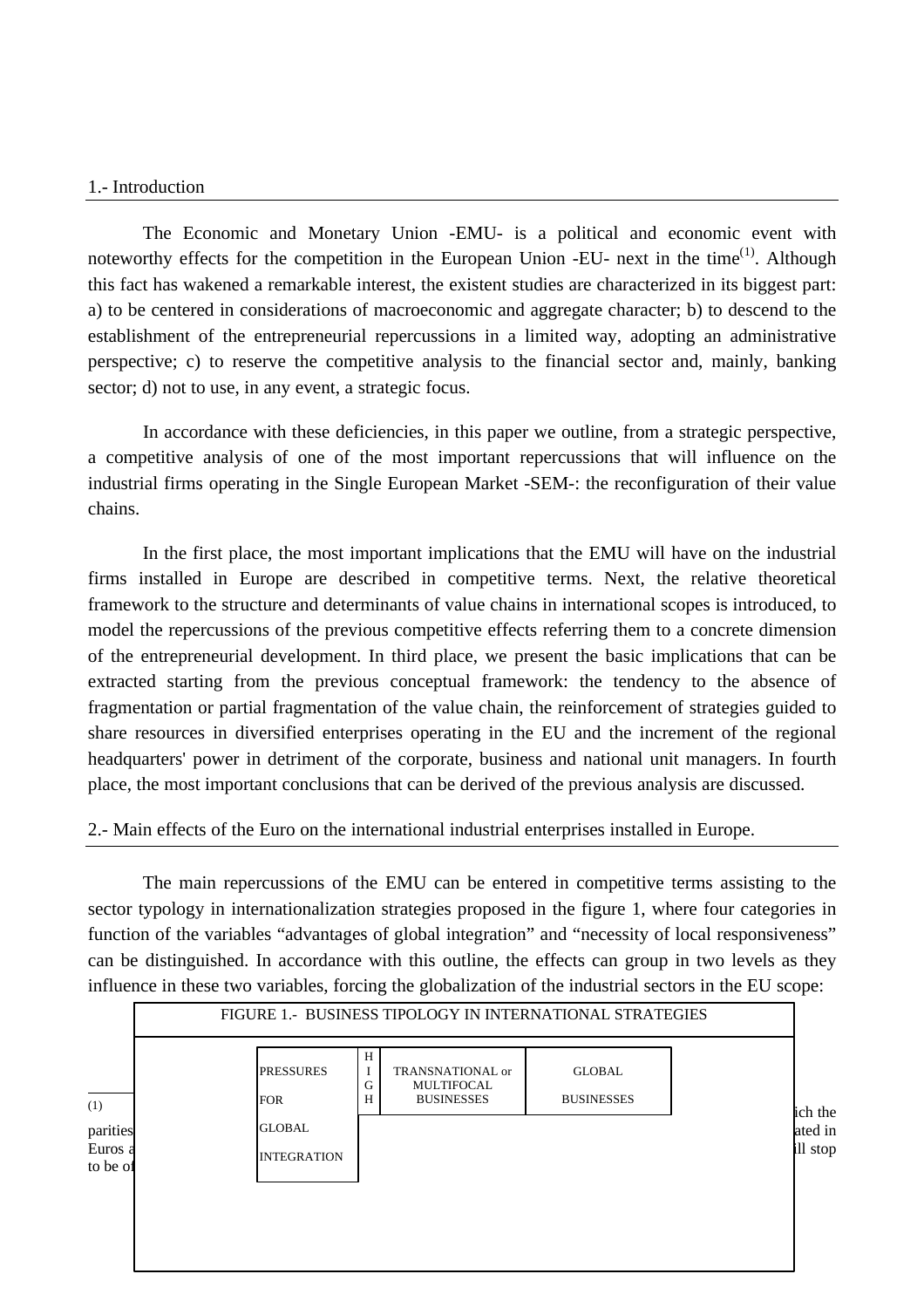## 1.- Introduction

The Economic and Monetary Union -EMU- is a political and economic event with noteworthy effects for the competition in the European Union -EU- next in the time[(1)]. Although this fact has wakened a remarkable interest, the existent studies are characterized in its biggest part: a) to be centered in considerations of macroeconomic and aggregate character; b) to descend to the establishment of the entrepreneurial repercussions in a limited way, adopting an administrative perspective; c) to reserve the competitive analysis to the financial sector and, mainly, banking sector; d) not to use, in any event, a strategic focus.

In accordance with these deficiencies, in this paper we outline, from a strategic perspective, a competitive analysis of one of the most important repercussions that will influence on the industrial firms operating in the Single European Market -SEM-: the reconfiguration of their value chains.

In the first place, the most important implications that the EMU will have on the industrial firms installed in Europe are described in competitive terms. Next, the relative theoretical framework to the structure and determinants of value chains in international scopes is introduced, to model the repercussions of the previous competitive effects referring them to a concrete dimension of the entrepreneurial development. In third place, we present the basic implications that can be extracted starting from the previous conceptual framework: the tendency to the absence of fragmentation or partial fragmentation of the value chain, the reinforcement of strategies guided to share resources in diversified enterprises operating in the EU and the increment of the regional headquarters' power in detriment of the corporate, business and national unit managers. In fourth place, the most important conclusions that can be derived of the previous analysis are discussed.

## 2.- Main effects of the Euro on the international industrial enterprises installed in Europe.

The main repercussions of the EMU can be entered in competitive terms assisting to the sector typology in internationalization strategies proposed in the figure 1, where four categories in function of the variables "advantages of global integration" and "necessity of local responsiveness" can be distinguished. In accordance with this outline, the effects can group in two levels as they influence in these two variables, forcing the globalization of the industrial sectors in the EU scope:

FIGURE 1.- BUSINESS TIPOLOGY IN INTERNATIONAL STRATEGIES

| PRESSURES FOR GLOBAL INTEGRATION | HIGH | TRANSNATIONAL or MULTIFOCAL BUSINESSES | GLOBAL BUSINESSES |
|---|---|---|---|

(1) ... ich the parities ... ated in Euros a... ill stop to be of...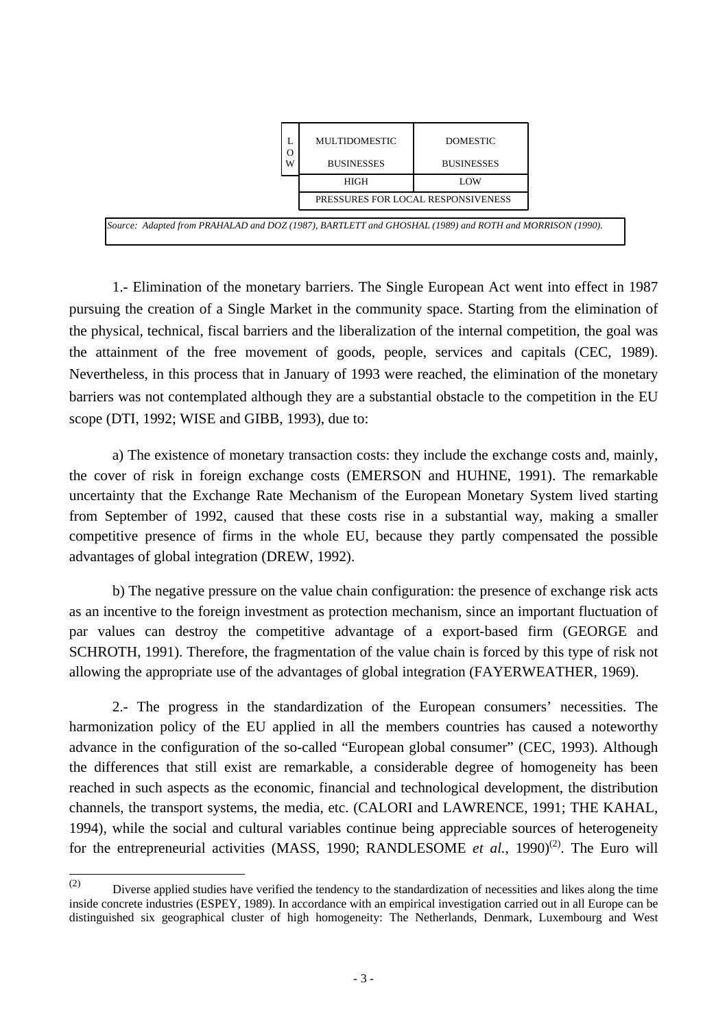| L O W | MULTIDOMESTIC BUSINESSES | DOMESTIC BUSINESSES |
|---|---|---|
| | HIGH | LOW |
| | PRESSURES FOR LOCAL RESPONSIVENESS | |

*Source: Adapted from PRAHALAD and DOZ (1987), BARTLETT and GHOSHAL (1989) and ROTH and MORRISON (1990).*

1.- Elimination of the monetary barriers. The Single European Act went into effect in 1987 pursuing the creation of a Single Market in the community space. Starting from the elimination of the physical, technical, fiscal barriers and the liberalization of the internal competition, the goal was the attainment of the free movement of goods, people, services and capitals (CEC, 1989). Nevertheless, in this process that in January of 1993 were reached, the elimination of the monetary barriers was not contemplated although they are a substantial obstacle to the competition in the EU scope (DTI, 1992; WISE and GIBB, 1993), due to:

a) The existence of monetary transaction costs: they include the exchange costs and, mainly, the cover of risk in foreign exchange costs (EMERSON and HUHNE, 1991). The remarkable uncertainty that the Exchange Rate Mechanism of the European Monetary System lived starting from September of 1992, caused that these costs rise in a substantial way, making a smaller competitive presence of firms in the whole EU, because they partly compensated the possible advantages of global integration (DREW, 1992).

b) The negative pressure on the value chain configuration: the presence of exchange risk acts as an incentive to the foreign investment as protection mechanism, since an important fluctuation of par values can destroy the competitive advantage of a export-based firm (GEORGE and SCHROTH, 1991). Therefore, the fragmentation of the value chain is forced by this type of risk not allowing the appropriate use of the advantages of global integration (FAYERWEATHER, 1969).

2.- The progress in the standardization of the European consumers' necessities. The harmonization policy of the EU applied in all the members countries has caused a noteworthy advance in the configuration of the so-called "European global consumer" (CEC, 1993). Although the differences that still exist are remarkable, a considerable degree of homogeneity has been reached in such aspects as the economic, financial and technological development, the distribution channels, the transport systems, the media, etc. (CALORI and LAWRENCE, 1991; THE KAHAL, 1994), while the social and cultural variables continue being appreciable sources of heterogeneity for the entrepreneurial activities (MASS, 1990; RANDLESOME *et al.*, 1990)[2]. The Euro will

---

[2] Diverse applied studies have verified the tendency to the standardization of necessities and likes along the time inside concrete industries (ESPEY, 1989). In accordance with an empirical investigation carried out in all Europe can be distinguished six geographical cluster of high homogeneity: The Netherlands, Denmark, Luxembourg and West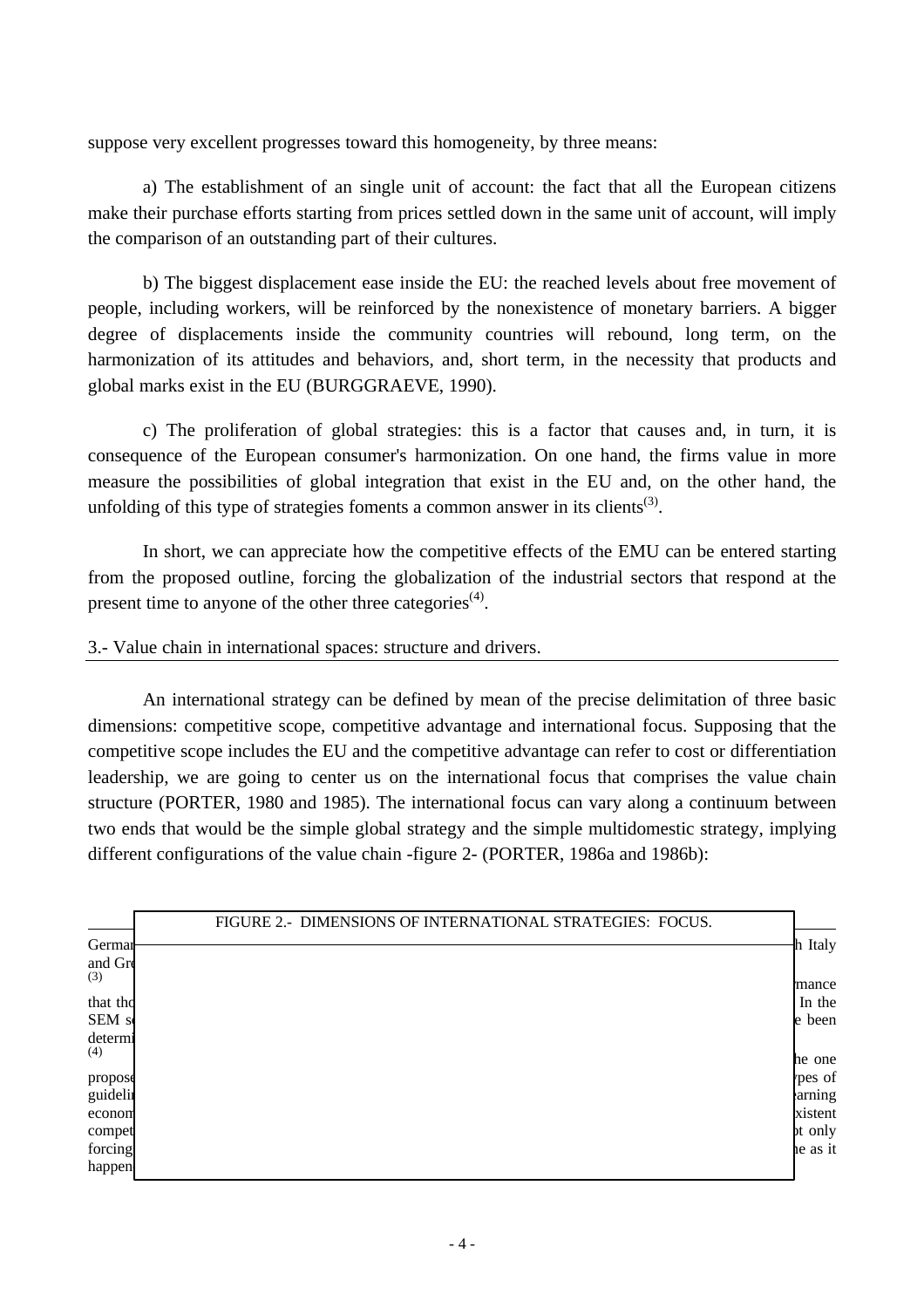suppose very excellent progresses toward this homogeneity, by three means:

a) The establishment of an single unit of account: the fact that all the European citizens make their purchase efforts starting from prices settled down in the same unit of account, will imply the comparison of an outstanding part of their cultures.

b) The biggest displacement ease inside the EU: the reached levels about free movement of people, including workers, will be reinforced by the nonexistence of monetary barriers. A bigger degree of displacements inside the community countries will rebound, long term, on the harmonization of its attitudes and behaviors, and, short term, in the necessity that products and global marks exist in the EU (BURGGRAEVE, 1990).

c) The proliferation of global strategies: this is a factor that causes and, in turn, it is consequence of the European consumer's harmonization. On one hand, the firms value in more measure the possibilities of global integration that exist in the EU and, on the other hand, the unfolding of this type of strategies foments a common answer in its clients[3].

In short, we can appreciate how the competitive effects of the EMU can be entered starting from the proposed outline, forcing the globalization of the industrial sectors that respond at the present time to anyone of the other three categories[4].

## 3.- Value chain in international spaces: structure and drivers.

An international strategy can be defined by mean of the precise delimitation of three basic dimensions: competitive scope, competitive advantage and international focus. Supposing that the competitive scope includes the EU and the competitive advantage can refer to cost or differentiation leadership, we are going to center us on the international focus that comprises the value chain structure (PORTER, 1980 and 1985). The international focus can vary along a continuum between two ends that would be the simple global strategy and the simple multidomestic strategy, implying different configurations of the value chain -figure 2- (PORTER, 1986a and 1986b):

FIGURE 2.- DIMENSIONS OF INTERNATIONAL STRATEGIES: FOCUS.

German... h Italy and Gr...

[3] ... mance that th... In the SEM s... e been determi...

[4] ... he one propos... ypes of guideli... arning econom... xistent compet... ot only forcing... e as it happen...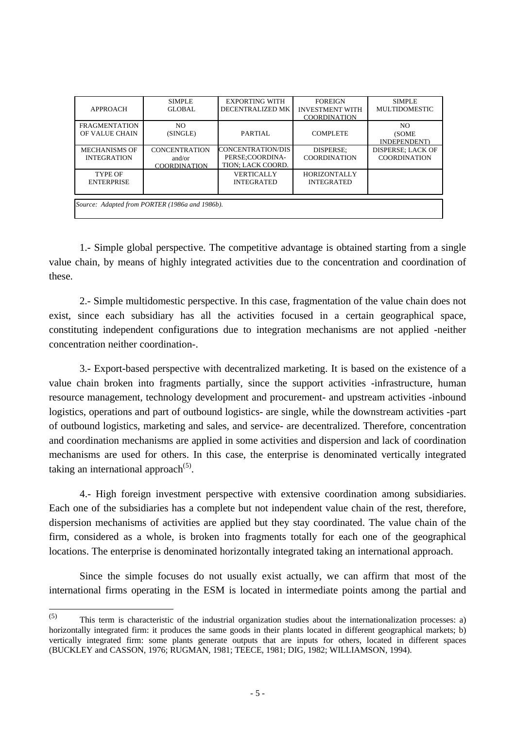| APPROACH | SIMPLE GLOBAL | EXPORTING WITH DECENTRALIZED MK | FOREIGN INVESTMENT WITH COORDINATION | SIMPLE MULTIDOMESTIC |
|---|---|---|---|---|
| FRAGMENTATION OF VALUE CHAIN | NO (SINGLE) | PARTIAL | COMPLETE | NO (SOME INDEPENDENT) |
| MECHANISMS OF INTEGRATION | CONCENTRATION and/or COORDINATION | CONCENTRATION/DISPERSE;COORDINATION; LACK COORD. | DISPERSE; COORDINATION | DISPERSE; LACK OF COORDINATION |
| TYPE OF ENTERPRISE | | VERTICALLY INTEGRATED | HORIZONTALLY INTEGRATED | |

*Source: Adapted from PORTER (1986a and 1986b).*

1.- Simple global perspective. The competitive advantage is obtained starting from a single value chain, by means of highly integrated activities due to the concentration and coordination of these.

2.- Simple multidomestic perspective. In this case, fragmentation of the value chain does not exist, since each subsidiary has all the activities focused in a certain geographical space, constituting independent configurations due to integration mechanisms are not applied -neither concentration neither coordination-.

3.- Export-based perspective with decentralized marketing. It is based on the existence of a value chain broken into fragments partially, since the support activities -infrastructure, human resource management, technology development and procurement- and upstream activities -inbound logistics, operations and part of outbound logistics- are single, while the downstream activities -part of outbound logistics, marketing and sales, and service- are decentralized. Therefore, concentration and coordination mechanisms are applied in some activities and dispersion and lack of coordination mechanisms are used for others. In this case, the enterprise is denominated vertically integrated taking an international approach[5].

4.- High foreign investment perspective with extensive coordination among subsidiaries. Each one of the subsidiaries has a complete but not independent value chain of the rest, therefore, dispersion mechanisms of activities are applied but they stay coordinated. The value chain of the firm, considered as a whole, is broken into fragments totally for each one of the geographical locations. The enterprise is denominated horizontally integrated taking an international approach.

Since the simple focuses do not usually exist actually, we can affirm that most of the international firms operating in the ESM is located in intermediate points among the partial and

---

[5] This term is characteristic of the industrial organization studies about the internationalization processes: a) horizontally integrated firm: it produces the same goods in their plants located in different geographical markets; b) vertically integrated firm: some plants generate outputs that are inputs for others, located in different spaces (BUCKLEY and CASSON, 1976; RUGMAN, 1981; TEECE, 1981; DIG, 1982; WILLIAMSON, 1994).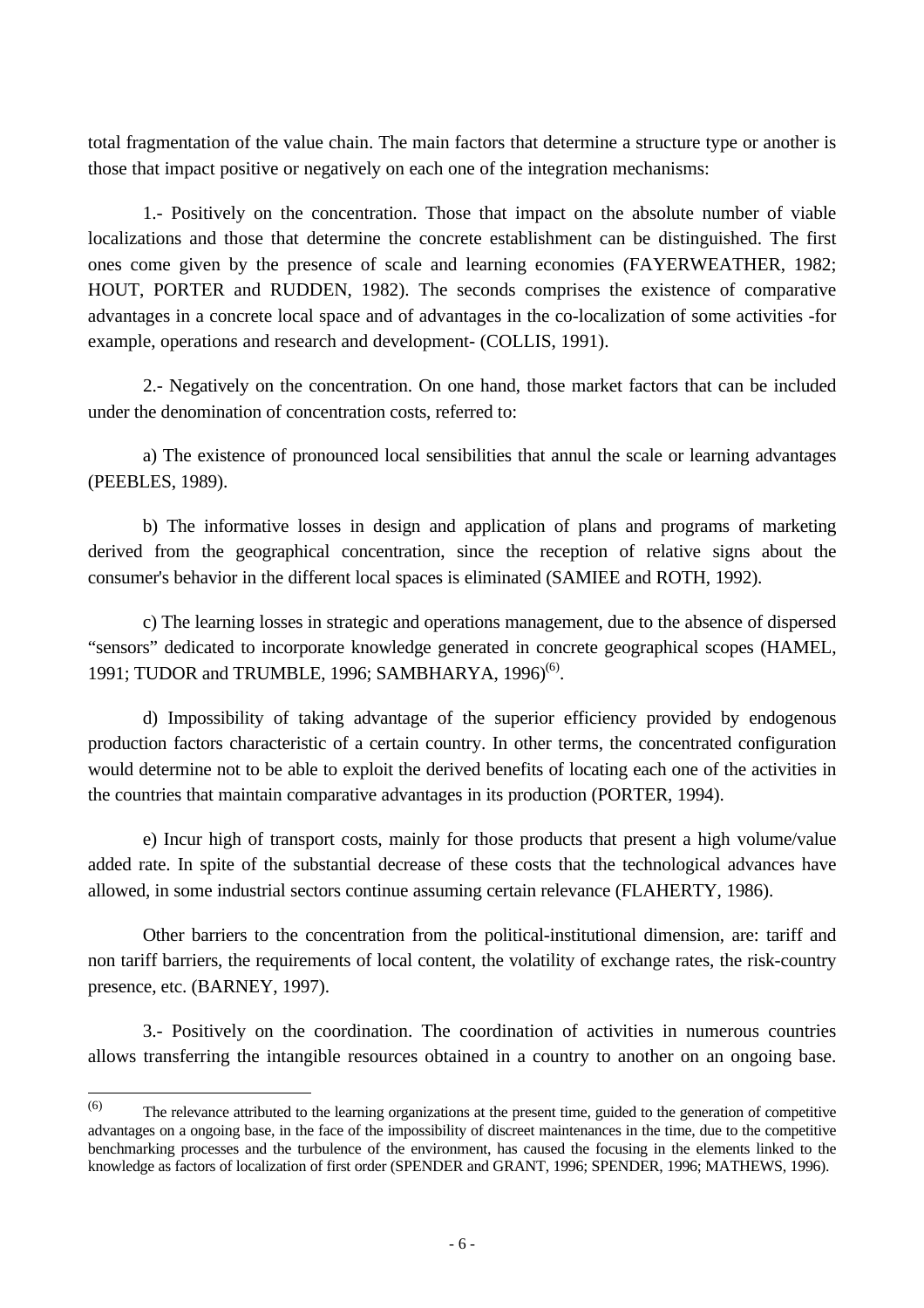total fragmentation of the value chain. The main factors that determine a structure type or another is those that impact positive or negatively on each one of the integration mechanisms:

1.- Positively on the concentration. Those that impact on the absolute number of viable localizations and those that determine the concrete establishment can be distinguished. The first ones come given by the presence of scale and learning economies (FAYERWEATHER, 1982; HOUT, PORTER and RUDDEN, 1982). The seconds comprises the existence of comparative advantages in a concrete local space and of advantages in the co-localization of some activities -for example, operations and research and development- (COLLIS, 1991).

2.- Negatively on the concentration. On one hand, those market factors that can be included under the denomination of concentration costs, referred to:

a) The existence of pronounced local sensibilities that annul the scale or learning advantages (PEEBLES, 1989).

b) The informative losses in design and application of plans and programs of marketing derived from the geographical concentration, since the reception of relative signs about the consumer's behavior in the different local spaces is eliminated (SAMIEE and ROTH, 1992).

c) The learning losses in strategic and operations management, due to the absence of dispersed "sensors" dedicated to incorporate knowledge generated in concrete geographical scopes (HAMEL, 1991; TUDOR and TRUMBLE, 1996; SAMBHARYA, 1996)[(6)].

d) Impossibility of taking advantage of the superior efficiency provided by endogenous production factors characteristic of a certain country. In other terms, the concentrated configuration would determine not to be able to exploit the derived benefits of locating each one of the activities in the countries that maintain comparative advantages in its production (PORTER, 1994).

e) Incur high of transport costs, mainly for those products that present a high volume/value added rate. In spite of the substantial decrease of these costs that the technological advances have allowed, in some industrial sectors continue assuming certain relevance (FLAHERTY, 1986).

Other barriers to the concentration from the political-institutional dimension, are: tariff and non tariff barriers, the requirements of local content, the volatility of exchange rates, the risk-country presence, etc. (BARNEY, 1997).

3.- Positively on the coordination. The coordination of activities in numerous countries allows transferring the intangible resources obtained in a country to another on an ongoing base.

---

(6) The relevance attributed to the learning organizations at the present time, guided to the generation of competitive advantages on a ongoing base, in the face of the impossibility of discreet maintenances in the time, due to the competitive benchmarking processes and the turbulence of the environment, has caused the focusing in the elements linked to the knowledge as factors of localization of first order (SPENDER and GRANT, 1996; SPENDER, 1996; MATHEWS, 1996).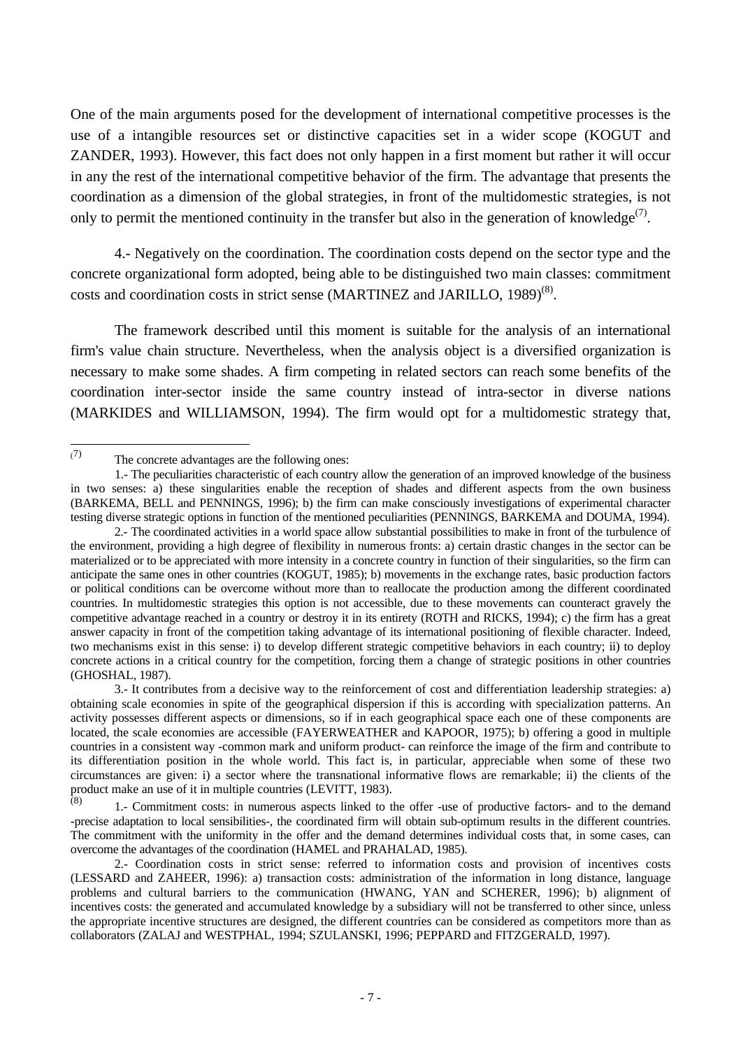One of the main arguments posed for the development of international competitive processes is the use of a intangible resources set or distinctive capacities set in a wider scope (KOGUT and ZANDER, 1993). However, this fact does not only happen in a first moment but rather it will occur in any the rest of the international competitive behavior of the firm. The advantage that presents the coordination as a dimension of the global strategies, in front of the multidomestic strategies, is not only to permit the mentioned continuity in the transfer but also in the generation of knowledge[(7)].

4.- Negatively on the coordination. The coordination costs depend on the sector type and the concrete organizational form adopted, being able to be distinguished two main classes: commitment costs and coordination costs in strict sense (MARTINEZ and JARILLO, 1989)[(8)].

The framework described until this moment is suitable for the analysis of an international firm's value chain structure. Nevertheless, when the analysis object is a diversified organization is necessary to make some shades. A firm competing in related sectors can reach some benefits of the coordination inter-sector inside the same country instead of intra-sector in diverse nations (MARKIDES and WILLIAMSON, 1994). The firm would opt for a multidomestic strategy that,

---

(7) The concrete advantages are the following ones:

1.- The peculiarities characteristic of each country allow the generation of an improved knowledge of the business in two senses: a) these singularities enable the reception of shades and different aspects from the own business (BARKEMA, BELL and PENNINGS, 1996); b) the firm can make consciously investigations of experimental character testing diverse strategic options in function of the mentioned peculiarities (PENNINGS, BARKEMA and DOUMA, 1994).

2.- The coordinated activities in a world space allow substantial possibilities to make in front of the turbulence of the environment, providing a high degree of flexibility in numerous fronts: a) certain drastic changes in the sector can be materialized or to be appreciated with more intensity in a concrete country in function of their singularities, so the firm can anticipate the same ones in other countries (KOGUT, 1985); b) movements in the exchange rates, basic production factors or political conditions can be overcome without more than to reallocate the production among the different coordinated countries. In multidomestic strategies this option is not accessible, due to these movements can counteract gravely the competitive advantage reached in a country or destroy it in its entirety (ROTH and RICKS, 1994); c) the firm has a great answer capacity in front of the competition taking advantage of its international positioning of flexible character. Indeed, two mechanisms exist in this sense: i) to develop different strategic competitive behaviors in each country; ii) to deploy concrete actions in a critical country for the competition, forcing them a change of strategic positions in other countries (GHOSHAL, 1987).

3.- It contributes from a decisive way to the reinforcement of cost and differentiation leadership strategies: a) obtaining scale economies in spite of the geographical dispersion if this is according with specialization patterns. An activity possesses different aspects or dimensions, so if in each geographical space each one of these components are located, the scale economies are accessible (FAYERWEATHER and KAPOOR, 1975); b) offering a good in multiple countries in a consistent way -common mark and uniform product- can reinforce the image of the firm and contribute to its differentiation position in the whole world. This fact is, in particular, appreciable when some of these two circumstances are given: i) a sector where the transnational informative flows are remarkable; ii) the clients of the product make an use of it in multiple countries (LEVITT, 1983).

(8) 1.- Commitment costs: in numerous aspects linked to the offer -use of productive factors- and to the demand -precise adaptation to local sensibilities-, the coordinated firm will obtain sub-optimum results in the different countries. The commitment with the uniformity in the offer and the demand determines individual costs that, in some cases, can overcome the advantages of the coordination (HAMEL and PRAHALAD, 1985).

2.- Coordination costs in strict sense: referred to information costs and provision of incentives costs (LESSARD and ZAHEER, 1996): a) transaction costs: administration of the information in long distance, language problems and cultural barriers to the communication (HWANG, YAN and SCHERER, 1996); b) alignment of incentives costs: the generated and accumulated knowledge by a subsidiary will not be transferred to other since, unless the appropriate incentive structures are designed, the different countries can be considered as competitors more than as collaborators (ZALAJ and WESTPHAL, 1994; SZULANSKI, 1996; PEPPARD and FITZGERALD, 1997).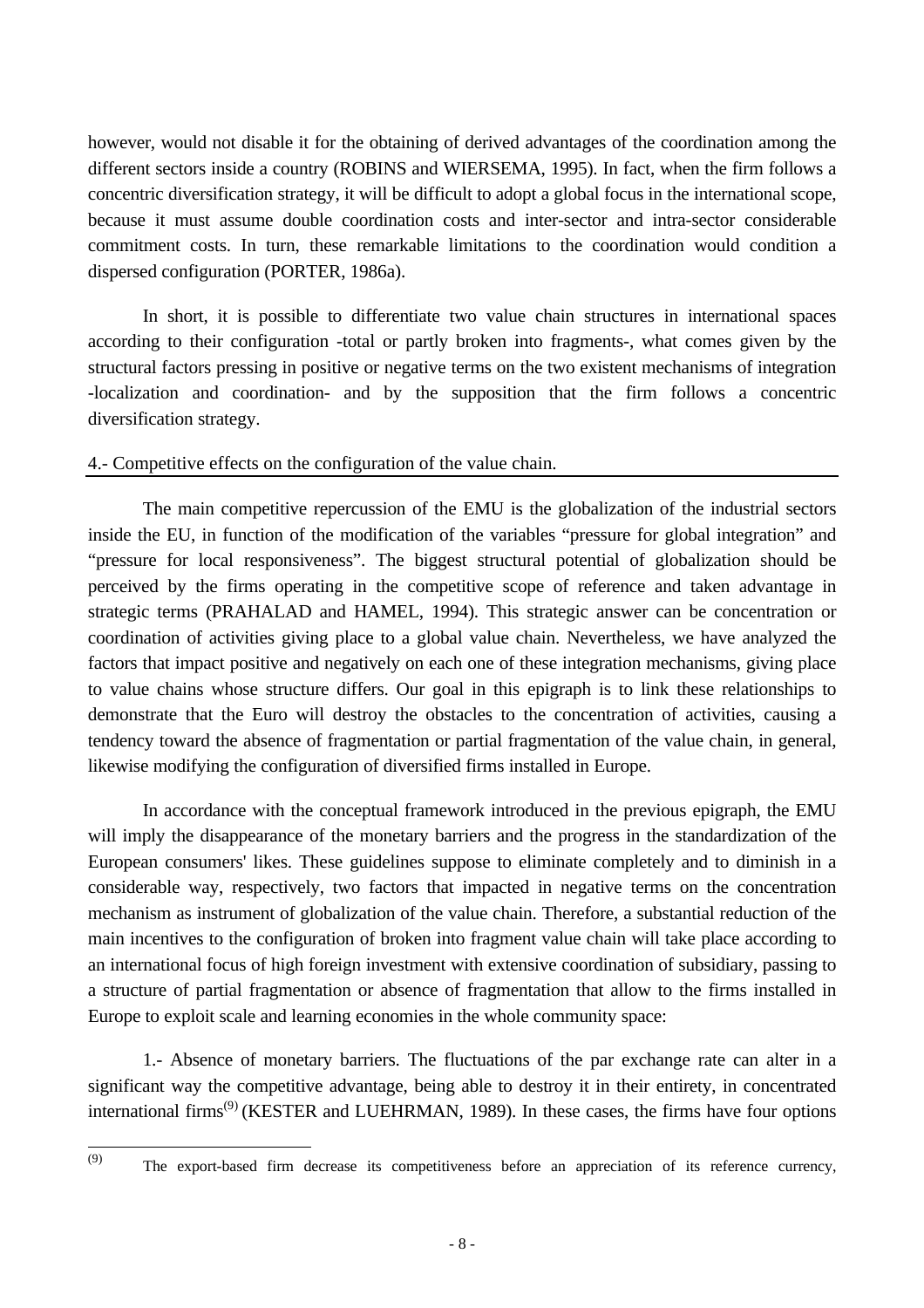however, would not disable it for the obtaining of derived advantages of the coordination among the different sectors inside a country (ROBINS and WIERSEMA, 1995). In fact, when the firm follows a concentric diversification strategy, it will be difficult to adopt a global focus in the international scope, because it must assume double coordination costs and inter-sector and intra-sector considerable commitment costs. In turn, these remarkable limitations to the coordination would condition a dispersed configuration (PORTER, 1986a).

In short, it is possible to differentiate two value chain structures in international spaces according to their configuration -total or partly broken into fragments-, what comes given by the structural factors pressing in positive or negative terms on the two existent mechanisms of integration -localization and coordination- and by the supposition that the firm follows a concentric diversification strategy.

## 4.- Competitive effects on the configuration of the value chain.

The main competitive repercussion of the EMU is the globalization of the industrial sectors inside the EU, in function of the modification of the variables "pressure for global integration" and "pressure for local responsiveness". The biggest structural potential of globalization should be perceived by the firms operating in the competitive scope of reference and taken advantage in strategic terms (PRAHALAD and HAMEL, 1994). This strategic answer can be concentration or coordination of activities giving place to a global value chain. Nevertheless, we have analyzed the factors that impact positive and negatively on each one of these integration mechanisms, giving place to value chains whose structure differs. Our goal in this epigraph is to link these relationships to demonstrate that the Euro will destroy the obstacles to the concentration of activities, causing a tendency toward the absence of fragmentation or partial fragmentation of the value chain, in general, likewise modifying the configuration of diversified firms installed in Europe.

In accordance with the conceptual framework introduced in the previous epigraph, the EMU will imply the disappearance of the monetary barriers and the progress in the standardization of the European consumers' likes. These guidelines suppose to eliminate completely and to diminish in a considerable way, respectively, two factors that impacted in negative terms on the concentration mechanism as instrument of globalization of the value chain. Therefore, a substantial reduction of the main incentives to the configuration of broken into fragment value chain will take place according to an international focus of high foreign investment with extensive coordination of subsidiary, passing to a structure of partial fragmentation or absence of fragmentation that allow to the firms installed in Europe to exploit scale and learning economies in the whole community space:

1.- Absence of monetary barriers. The fluctuations of the par exchange rate can alter in a significant way the competitive advantage, being able to destroy it in their entirety, in concentrated international firms[9] (KESTER and LUEHRMAN, 1989). In these cases, the firms have four options

---

[9] The export-based firm decrease its competitiveness before an appreciation of its reference currency,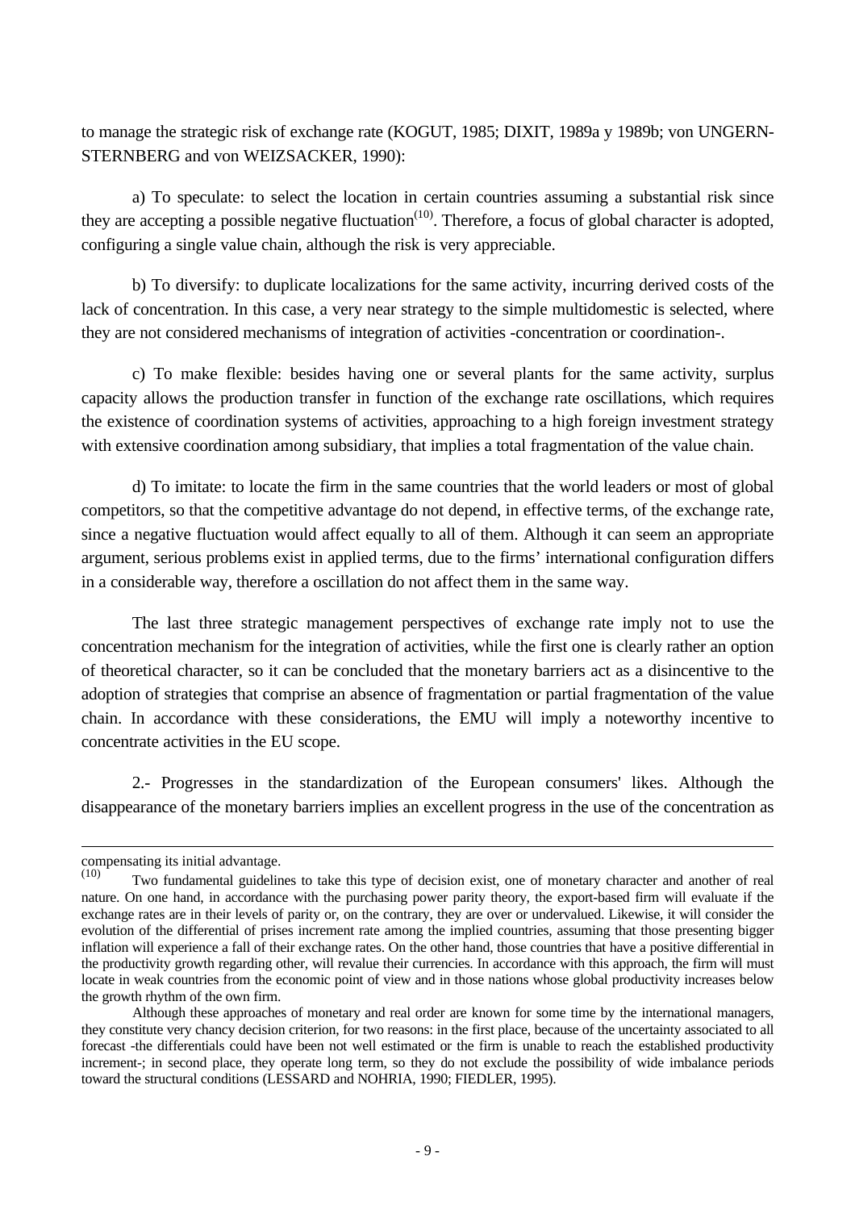to manage the strategic risk of exchange rate (KOGUT, 1985; DIXIT, 1989a y 1989b; von UNGERN-STERNBERG and von WEIZSACKER, 1990):

a) To speculate: to select the location in certain countries assuming a substantial risk since they are accepting a possible negative fluctuation[10]. Therefore, a focus of global character is adopted, configuring a single value chain, although the risk is very appreciable.

b) To diversify: to duplicate localizations for the same activity, incurring derived costs of the lack of concentration. In this case, a very near strategy to the simple multidomestic is selected, where they are not considered mechanisms of integration of activities -concentration or coordination-.

c) To make flexible: besides having one or several plants for the same activity, surplus capacity allows the production transfer in function of the exchange rate oscillations, which requires the existence of coordination systems of activities, approaching to a high foreign investment strategy with extensive coordination among subsidiary, that implies a total fragmentation of the value chain.

d) To imitate: to locate the firm in the same countries that the world leaders or most of global competitors, so that the competitive advantage do not depend, in effective terms, of the exchange rate, since a negative fluctuation would affect equally to all of them. Although it can seem an appropriate argument, serious problems exist in applied terms, due to the firms' international configuration differs in a considerable way, therefore a oscillation do not affect them in the same way.

The last three strategic management perspectives of exchange rate imply not to use the concentration mechanism for the integration of activities, while the first one is clearly rather an option of theoretical character, so it can be concluded that the monetary barriers act as a disincentive to the adoption of strategies that comprise an absence of fragmentation or partial fragmentation of the value chain. In accordance with these considerations, the EMU will imply a noteworthy incentive to concentrate activities in the EU scope.

2.- Progresses in the standardization of the European consumers' likes. Although the disappearance of the monetary barriers implies an excellent progress in the use of the concentration as

---

compensating its initial advantage.

[10] Two fundamental guidelines to take this type of decision exist, one of monetary character and another of real nature. On one hand, in accordance with the purchasing power parity theory, the export-based firm will evaluate if the exchange rates are in their levels of parity or, on the contrary, they are over or undervalued. Likewise, it will consider the evolution of the differential of prises increment rate among the implied countries, assuming that those presenting bigger inflation will experience a fall of their exchange rates. On the other hand, those countries that have a positive differential in the productivity growth regarding other, will revalue their currencies. In accordance with this approach, the firm will must locate in weak countries from the economic point of view and in those nations whose global productivity increases below the growth rhythm of the own firm.

Although these approaches of monetary and real order are known for some time by the international managers, they constitute very chancy decision criterion, for two reasons: in the first place, because of the uncertainty associated to all forecast -the differentials could have been not well estimated or the firm is unable to reach the established productivity increment-; in second place, they operate long term, so they do not exclude the possibility of wide imbalance periods toward the structural conditions (LESSARD and NOHRIA, 1990; FIEDLER, 1995).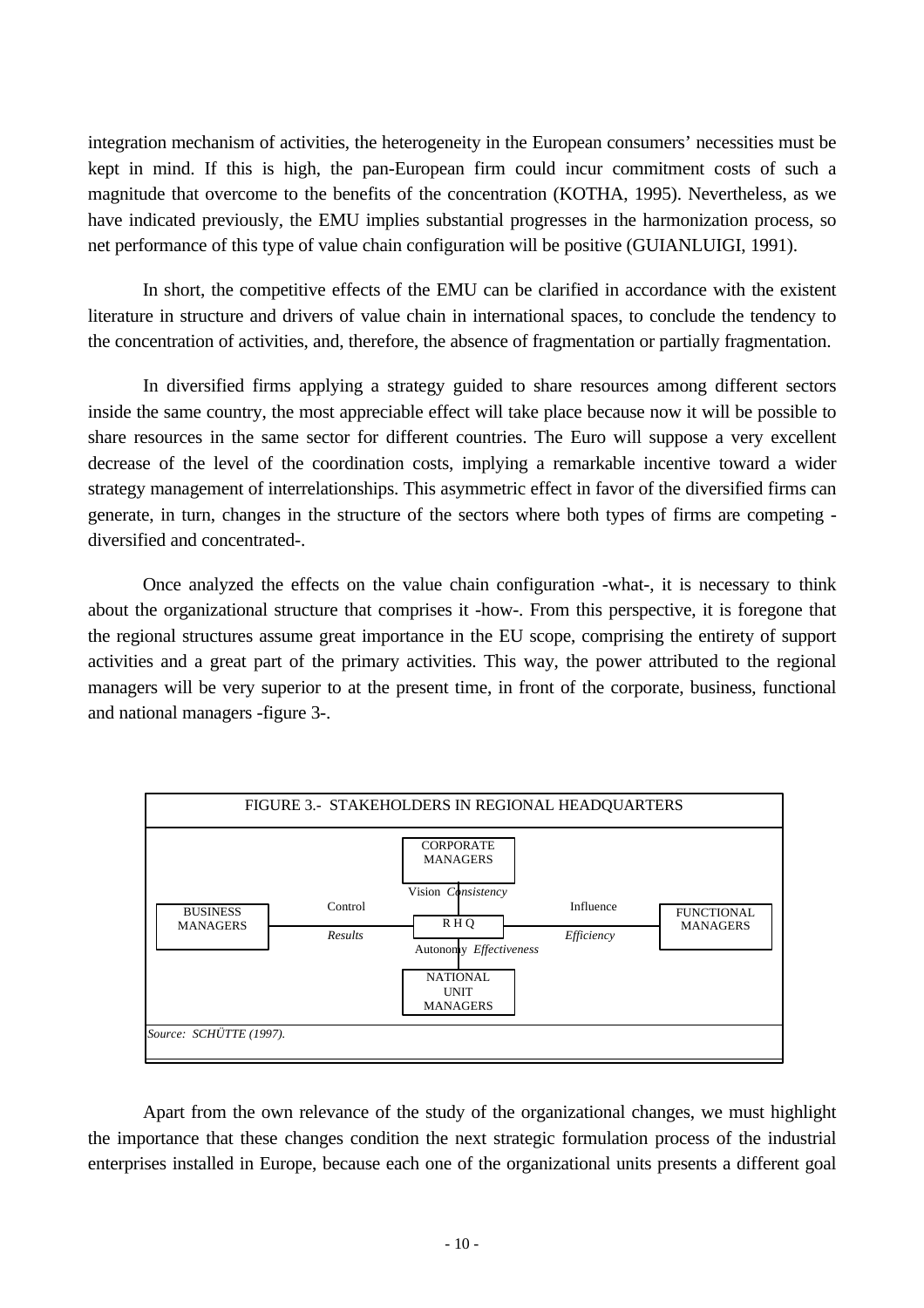integration mechanism of activities, the heterogeneity in the European consumers' necessities must be kept in mind. If this is high, the pan-European firm could incur commitment costs of such a magnitude that overcome to the benefits of the concentration (KOTHA, 1995). Nevertheless, as we have indicated previously, the EMU implies substantial progresses in the harmonization process, so net performance of this type of value chain configuration will be positive (GUIANLUIGI, 1991).

In short, the competitive effects of the EMU can be clarified in accordance with the existent literature in structure and drivers of value chain in international spaces, to conclude the tendency to the concentration of activities, and, therefore, the absence of fragmentation or partially fragmentation.

In diversified firms applying a strategy guided to share resources among different sectors inside the same country, the most appreciable effect will take place because now it will be possible to share resources in the same sector for different countries. The Euro will suppose a very excellent decrease of the level of the coordination costs, implying a remarkable incentive toward a wider strategy management of interrelationships. This asymmetric effect in favor of the diversified firms can generate, in turn, changes in the structure of the sectors where both types of firms are competing -diversified and concentrated-.

Once analyzed the effects on the value chain configuration -what-, it is necessary to think about the organizational structure that comprises it -how-. From this perspective, it is foregone that the regional structures assume great importance in the EU scope, comprising the entirety of support activities and a great part of the primary activities. This way, the power attributed to the regional managers will be very superior to at the present time, in front of the corporate, business, functional and national managers -figure 3-.

FIGURE 3.- STAKEHOLDERS IN REGIONAL HEADQUARTERS

| | | | | |
|---|---|---|---|---|
| | | CORPORATE MANAGERS | | |
| | | Vision *Consistency* | | |
| BUSINESS MANAGERS | Control *Results* | R H Q | Influence *Efficiency* | FUNCTIONAL MANAGERS |
| | | Autonomy *Effectiveness* | | |
| | | NATIONAL UNIT MANAGERS | | |

*Source: SCHÜTTE (1997).*

Apart from the own relevance of the study of the organizational changes, we must highlight the importance that these changes condition the next strategic formulation process of the industrial enterprises installed in Europe, because each one of the organizational units presents a different goal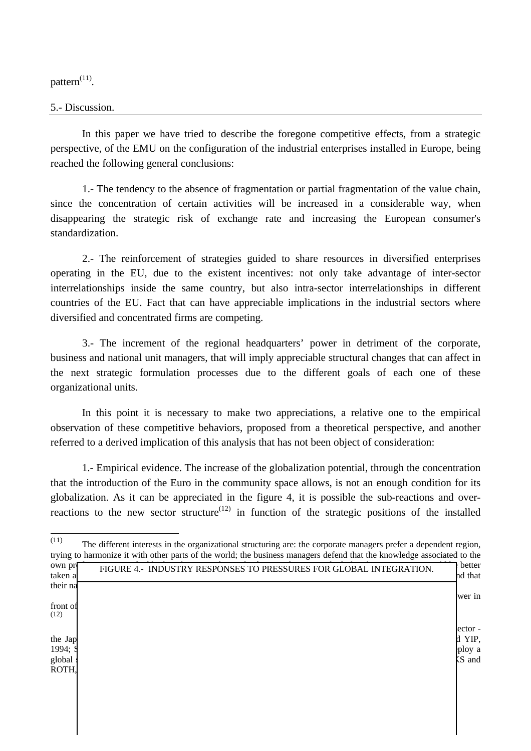pattern[11].

## 5.- Discussion.

In this paper we have tried to describe the foregone competitive effects, from a strategic perspective, of the EMU on the configuration of the industrial enterprises installed in Europe, being reached the following general conclusions:

1.- The tendency to the absence of fragmentation or partial fragmentation of the value chain, since the concentration of certain activities will be increased in a considerable way, when disappearing the strategic risk of exchange rate and increasing the European consumer's standardization.

2.- The reinforcement of strategies guided to share resources in diversified enterprises operating in the EU, due to the existent incentives: not only take advantage of inter-sector interrelationships inside the same country, but also intra-sector interrelationships in different countries of the EU. Fact that can have appreciable implications in the industrial sectors where diversified and concentrated firms are competing.

3.- The increment of the regional headquarters' power in detriment of the corporate, business and national unit managers, that will imply appreciable structural changes that can affect in the next strategic formulation processes due to the different goals of each one of these organizational units.

In this point it is necessary to make two appreciations, a relative one to the empirical observation of these competitive behaviors, proposed from a theoretical perspective, and another referred to a derived implication of this analysis that has not been object of consideration:

1.- Empirical evidence. The increase of the globalization potential, through the concentration that the introduction of the Euro in the community space allows, is not an enough condition for its globalization. As it can be appreciated in the figure 4, it is possible the sub-reactions and over-reactions to the new sector structure[12] in function of the strategic positions of the installed

FIGURE 4.- INDUSTRY RESPONSES TO PRESSURES FOR GLOBAL INTEGRATION.

---

[11] The different interests in the organizational structuring are: the corporate managers prefer a dependent region, trying to harmonize it with other parts of the world; the business managers defend that the knowledge associated to the own pr... better taken a... nd that their na... wer in front of...

[12] ...ector - the Jap... d YIP, 1994; S... ploy a global ... KS and ROTH, ...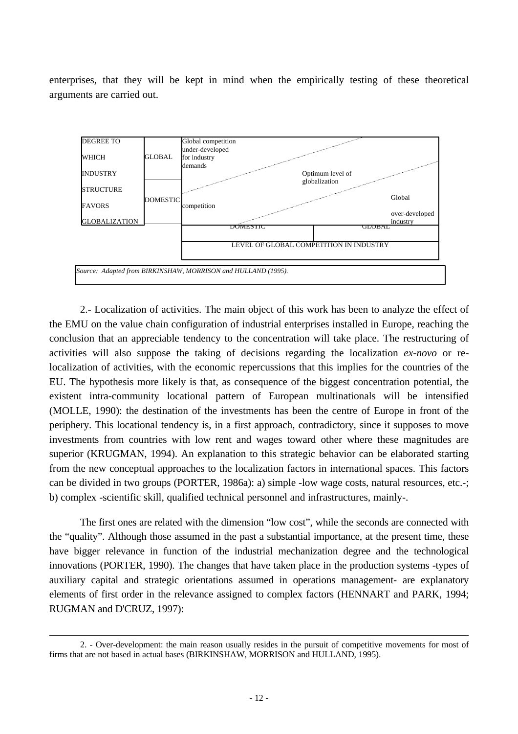enterprises, that they will be kept in mind when the empirically testing of these theoretical arguments are carried out.

| DEGREE TO WHICH INDUSTRY STRUCTURE FAVORS GLOBALIZATION | GLOBAL | Global competition under-developed for industry demands | | |
|---|---|---|---|---|
| | | | Optimum level of globalization | |
| | DOMESTIC | competition | | Global over-developed industry |
| | | DOMESTIC | GLOBAL | |
| | | LEVEL OF GLOBAL COMPETITION IN INDUSTRY | | |

*Source: Adapted from BIRKINSHAW, MORRISON and HULLAND (1995).*

2.- Localization of activities. The main object of this work has been to analyze the effect of the EMU on the value chain configuration of industrial enterprises installed in Europe, reaching the conclusion that an appreciable tendency to the concentration will take place. The restructuring of activities will also suppose the taking of decisions regarding the localization *ex-novo* or re-localization of activities, with the economic repercussions that this implies for the countries of the EU. The hypothesis more likely is that, as consequence of the biggest concentration potential, the existent intra-community locational pattern of European multinationals will be intensified (MOLLE, 1990): the destination of the investments has been the centre of Europe in front of the periphery. This locational tendency is, in a first approach, contradictory, since it supposes to move investments from countries with low rent and wages toward other where these magnitudes are superior (KRUGMAN, 1994). An explanation to this strategic behavior can be elaborated starting from the new conceptual approaches to the localization factors in international spaces. This factors can be divided in two groups (PORTER, 1986a): a) simple -low wage costs, natural resources, etc.-; b) complex -scientific skill, qualified technical personnel and infrastructures, mainly-.

The first ones are related with the dimension “low cost”, while the seconds are connected with the “quality”. Although those assumed in the past a substantial importance, at the present time, these have bigger relevance in function of the industrial mechanization degree and the technological innovations (PORTER, 1990). The changes that have taken place in the production systems -types of auxiliary capital and strategic orientations assumed in operations management- are explanatory elements of first order in the relevance assigned to complex factors (HENNART and PARK, 1994; RUGMAN and D'CRUZ, 1997):

---

2. - Over-development: the main reason usually resides in the pursuit of competitive movements for most of firms that are not based in actual bases (BIRKINSHAW, MORRISON and HULLAND, 1995).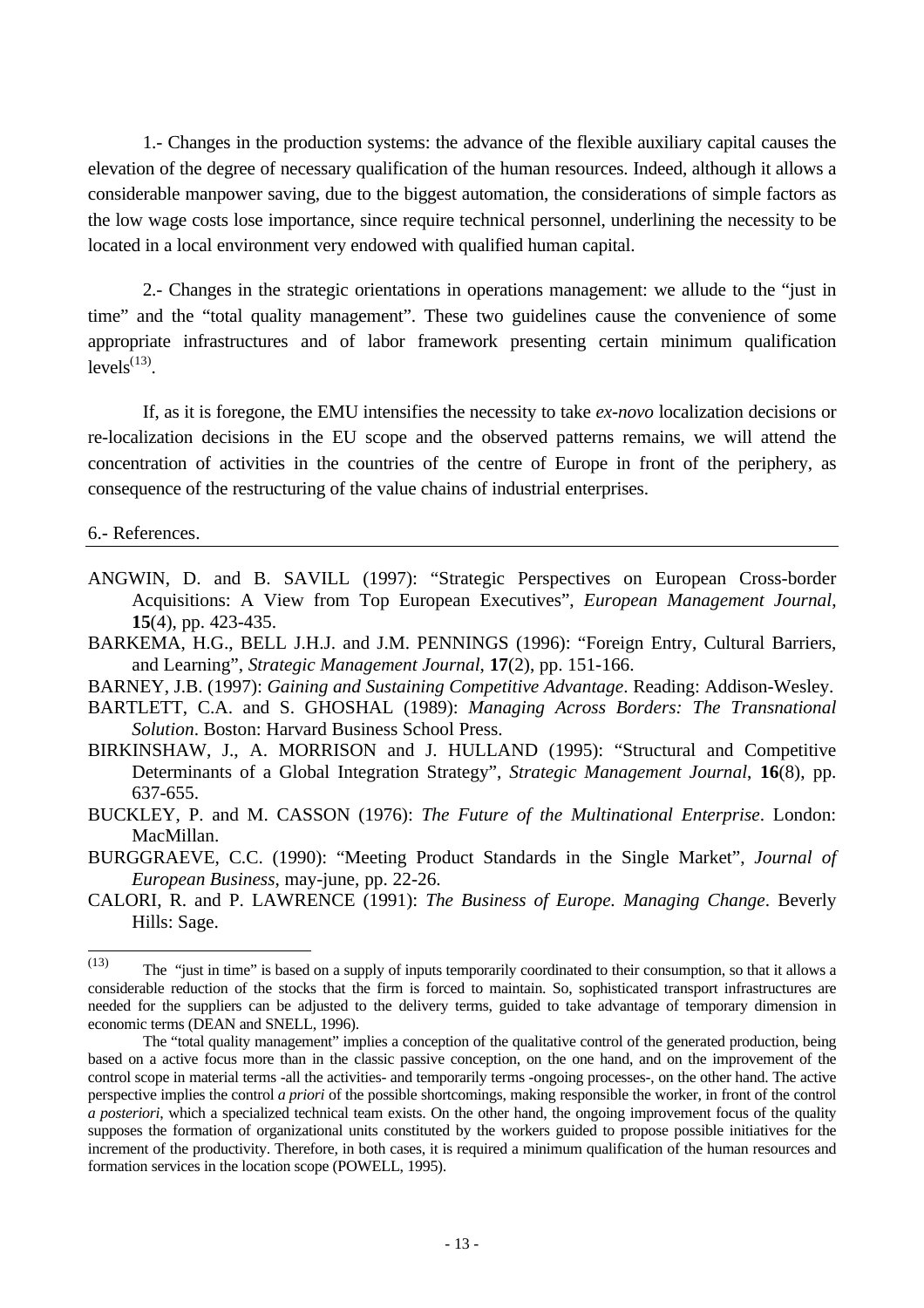1.- Changes in the production systems: the advance of the flexible auxiliary capital causes the elevation of the degree of necessary qualification of the human resources. Indeed, although it allows a considerable manpower saving, due to the biggest automation, the considerations of simple factors as the low wage costs lose importance, since require technical personnel, underlining the necessity to be located in a local environment very endowed with qualified human capital.

2.- Changes in the strategic orientations in operations management: we allude to the "just in time" and the "total quality management". These two guidelines cause the convenience of some appropriate infrastructures and of labor framework presenting certain minimum qualification levels[(13)].

If, as it is foregone, the EMU intensifies the necessity to take *ex-novo* localization decisions or re-localization decisions in the EU scope and the observed patterns remains, we will attend the concentration of activities in the countries of the centre of Europe in front of the periphery, as consequence of the restructuring of the value chains of industrial enterprises.

## 6.- References.

ANGWIN, D. and B. SAVILL (1997): "Strategic Perspectives on European Cross-border Acquisitions: A View from Top European Executives", *European Management Journal*, **15**(4), pp. 423-435.

BARKEMA, H.G., BELL J.H.J. and J.M. PENNINGS (1996): "Foreign Entry, Cultural Barriers, and Learning", *Strategic Management Journal*, **17**(2), pp. 151-166.

BARNEY, J.B. (1997): *Gaining and Sustaining Competitive Advantage*. Reading: Addison-Wesley.

BARTLETT, C.A. and S. GHOSHAL (1989): *Managing Across Borders: The Transnational Solution*. Boston: Harvard Business School Press.

BIRKINSHAW, J., A. MORRISON and J. HULLAND (1995): "Structural and Competitive Determinants of a Global Integration Strategy", *Strategic Management Journal*, **16**(8), pp. 637-655.

BUCKLEY, P. and M. CASSON (1976): *The Future of the Multinational Enterprise*. London: MacMillan.

BURGGRAEVE, C.C. (1990): "Meeting Product Standards in the Single Market", *Journal of European Business*, may-june, pp. 22-26.

CALORI, R. and P. LAWRENCE (1991): *The Business of Europe. Managing Change*. Beverly Hills: Sage.

---

(13) The "just in time" is based on a supply of inputs temporarily coordinated to their consumption, so that it allows a considerable reduction of the stocks that the firm is forced to maintain. So, sophisticated transport infrastructures are needed for the suppliers can be adjusted to the delivery terms, guided to take advantage of temporary dimension in economic terms (DEAN and SNELL, 1996).

The "total quality management" implies a conception of the qualitative control of the generated production, being based on a active focus more than in the classic passive conception, on the one hand, and on the improvement of the control scope in material terms -all the activities- and temporarily terms -ongoing processes-, on the other hand. The active perspective implies the control *a priori* of the possible shortcomings, making responsible the worker, in front of the control *a posteriori*, which a specialized technical team exists. On the other hand, the ongoing improvement focus of the quality supposes the formation of organizational units constituted by the workers guided to propose possible initiatives for the increment of the productivity. Therefore, in both cases, it is required a minimum qualification of the human resources and formation services in the location scope (POWELL, 1995).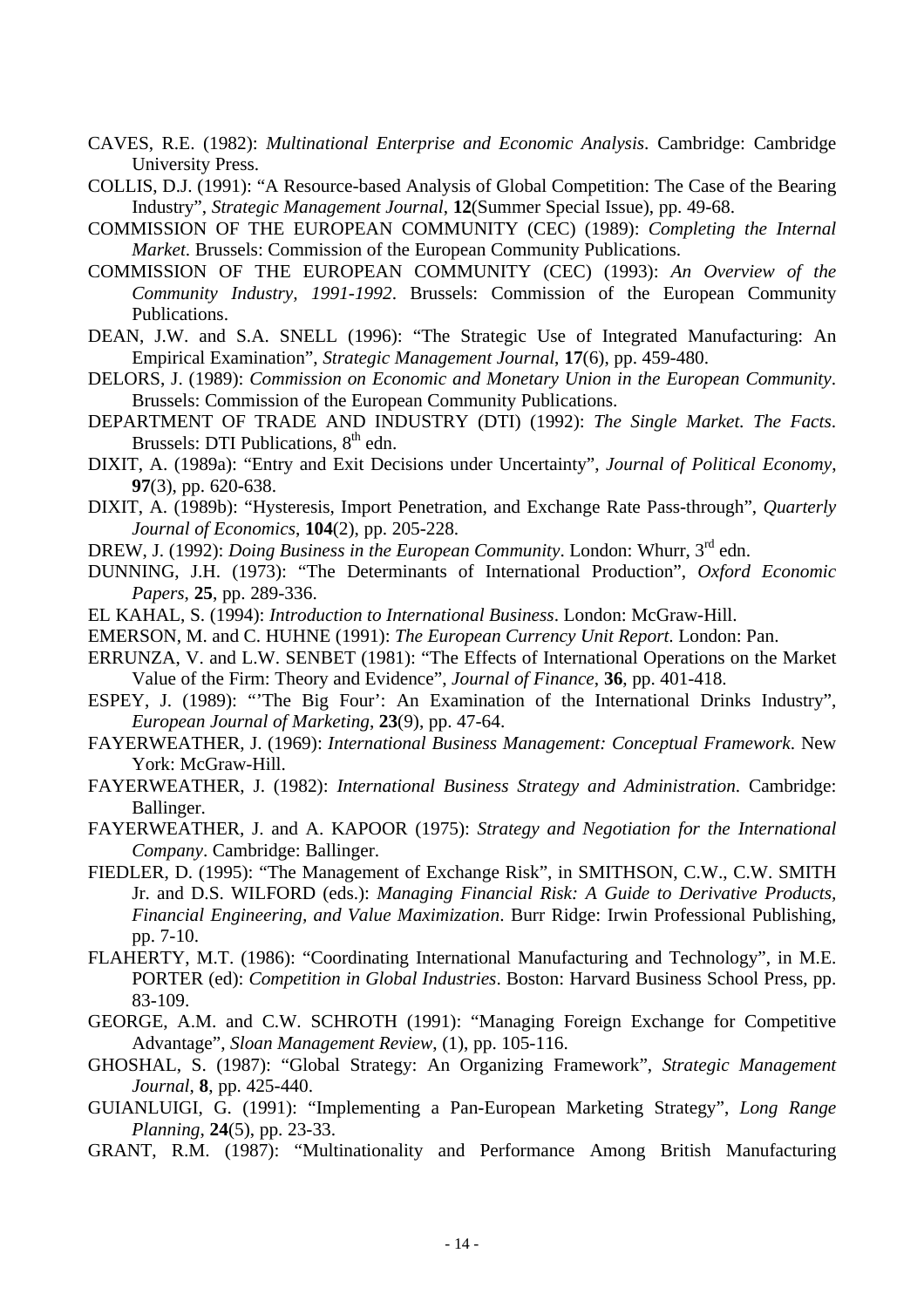CAVES, R.E. (1982): *Multinational Enterprise and Economic Analysis*. Cambridge: Cambridge University Press.

COLLIS, D.J. (1991): "A Resource-based Analysis of Global Competition: The Case of the Bearing Industry", *Strategic Management Journal*, **12**(Summer Special Issue), pp. 49-68.

COMMISSION OF THE EUROPEAN COMMUNITY (CEC) (1989): *Completing the Internal Market*. Brussels: Commission of the European Community Publications.

COMMISSION OF THE EUROPEAN COMMUNITY (CEC) (1993): *An Overview of the Community Industry, 1991-1992*. Brussels: Commission of the European Community Publications.

DEAN, J.W. and S.A. SNELL (1996): "The Strategic Use of Integrated Manufacturing: An Empirical Examination", *Strategic Management Journal*, **17**(6), pp. 459-480.

DELORS, J. (1989): *Commission on Economic and Monetary Union in the European Community*. Brussels: Commission of the European Community Publications.

DEPARTMENT OF TRADE AND INDUSTRY (DTI) (1992): *The Single Market. The Facts*. Brussels: DTI Publications, 8th edn.

DIXIT, A. (1989a): "Entry and Exit Decisions under Uncertainty", *Journal of Political Economy*, **97**(3), pp. 620-638.

DIXIT, A. (1989b): "Hysteresis, Import Penetration, and Exchange Rate Pass-through", *Quarterly Journal of Economics*, **104**(2), pp. 205-228.

DREW, J. (1992): *Doing Business in the European Community*. London: Whurr, 3rd edn.

DUNNING, J.H. (1973): "The Determinants of International Production", *Oxford Economic Papers*, **25**, pp. 289-336.

EL KAHAL, S. (1994): *Introduction to International Business*. London: McGraw-Hill.

EMERSON, M. and C. HUHNE (1991): *The European Currency Unit Report*. London: Pan.

ERRUNZA, V. and L.W. SENBET (1981): "The Effects of International Operations on the Market Value of the Firm: Theory and Evidence", *Journal of Finance*, **36**, pp. 401-418.

ESPEY, J. (1989): "'The Big Four': An Examination of the International Drinks Industry", *European Journal of Marketing*, **23**(9), pp. 47-64.

FAYERWEATHER, J. (1969): *International Business Management: Conceptual Framework*. New York: McGraw-Hill.

FAYERWEATHER, J. (1982): *International Business Strategy and Administration*. Cambridge: Ballinger.

FAYERWEATHER, J. and A. KAPOOR (1975): *Strategy and Negotiation for the International Company*. Cambridge: Ballinger.

FIEDLER, D. (1995): "The Management of Exchange Risk", in SMITHSON, C.W., C.W. SMITH Jr. and D.S. WILFORD (eds.): *Managing Financial Risk: A Guide to Derivative Products, Financial Engineering, and Value Maximization*. Burr Ridge: Irwin Professional Publishing, pp. 7-10.

FLAHERTY, M.T. (1986): "Coordinating International Manufacturing and Technology", in M.E. PORTER (ed): *Competition in Global Industries*. Boston: Harvard Business School Press, pp. 83-109.

GEORGE, A.M. and C.W. SCHROTH (1991): "Managing Foreign Exchange for Competitive Advantage", *Sloan Management Review*, (1), pp. 105-116.

GHOSHAL, S. (1987): "Global Strategy: An Organizing Framework", *Strategic Management Journal*, **8**, pp. 425-440.

GUIANLUIGI, G. (1991): "Implementing a Pan-European Marketing Strategy", *Long Range Planning*, **24**(5), pp. 23-33.

GRANT, R.M. (1987): "Multinationality and Performance Among British Manufacturing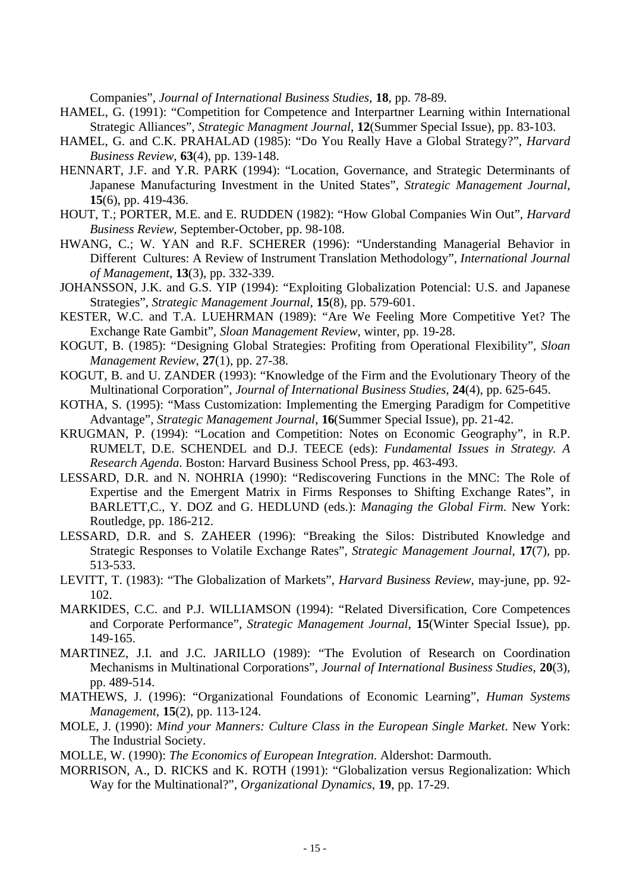Companies", *Journal of International Business Studies*, **18**, pp. 78-89.

HAMEL, G. (1991): "Competition for Competence and Interpartner Learning within International Strategic Alliances", *Strategic Managment Journal*, **12**(Summer Special Issue), pp. 83-103.

HAMEL, G. and C.K. PRAHALAD (1985): "Do You Really Have a Global Strategy?", *Harvard Business Review*, **63**(4), pp. 139-148.

HENNART, J.F. and Y.R. PARK (1994): "Location, Governance, and Strategic Determinants of Japanese Manufacturing Investment in the United States", *Strategic Management Journal*, **15**(6), pp. 419-436.

HOUT, T.; PORTER, M.E. and E. RUDDEN (1982): "How Global Companies Win Out", *Harvard Business Review*, September-October, pp. 98-108.

HWANG, C.; W. YAN and R.F. SCHERER (1996): "Understanding Managerial Behavior in Different Cultures: A Review of Instrument Translation Methodology", *International Journal of Management*, **13**(3), pp. 332-339.

JOHANSSON, J.K. and G.S. YIP (1994): "Exploiting Globalization Potencial: U.S. and Japanese Strategies", *Strategic Management Journal*, **15**(8), pp. 579-601.

KESTER, W.C. and T.A. LUEHRMAN (1989): "Are We Feeling More Competitive Yet? The Exchange Rate Gambit", *Sloan Management Review*, winter, pp. 19-28.

KOGUT, B. (1985): "Designing Global Strategies: Profiting from Operational Flexibility", *Sloan Management Review*, **27**(1), pp. 27-38.

KOGUT, B. and U. ZANDER (1993): "Knowledge of the Firm and the Evolutionary Theory of the Multinational Corporation", *Journal of International Business Studies*, **24**(4), pp. 625-645.

KOTHA, S. (1995): "Mass Customization: Implementing the Emerging Paradigm for Competitive Advantage", *Strategic Management Journal*, **16**(Summer Special Issue), pp. 21-42.

KRUGMAN, P. (1994): "Location and Competition: Notes on Economic Geography", in R.P. RUMELT, D.E. SCHENDEL and D.J. TEECE (eds): *Fundamental Issues in Strategy. A Research Agenda*. Boston: Harvard Business School Press, pp. 463-493.

LESSARD, D.R. and N. NOHRIA (1990): "Rediscovering Functions in the MNC: The Role of Expertise and the Emergent Matrix in Firms Responses to Shifting Exchange Rates", in BARLETT,C., Y. DOZ and G. HEDLUND (eds.): *Managing the Global Firm*. New York: Routledge, pp. 186-212.

LESSARD, D.R. and S. ZAHEER (1996): "Breaking the Silos: Distributed Knowledge and Strategic Responses to Volatile Exchange Rates", *Strategic Management Journal*, **17**(7), pp. 513-533.

LEVITT, T. (1983): "The Globalization of Markets", *Harvard Business Review*, may-june, pp. 92-102.

MARKIDES, C.C. and P.J. WILLIAMSON (1994): "Related Diversification, Core Competences and Corporate Performance", *Strategic Management Journal*, **15**(Winter Special Issue), pp. 149-165.

MARTINEZ, J.I. and J.C. JARILLO (1989): "The Evolution of Research on Coordination Mechanisms in Multinational Corporations", *Journal of International Business Studies*, **20**(3), pp. 489-514.

MATHEWS, J. (1996): "Organizational Foundations of Economic Learning", *Human Systems Management*, **15**(2), pp. 113-124.

MOLE, J. (1990): *Mind your Manners: Culture Class in the European Single Market*. New York: The Industrial Society.

MOLLE, W. (1990): *The Economics of European Integration*. Aldershot: Darmouth.

MORRISON, A., D. RICKS and K. ROTH (1991): "Globalization versus Regionalization: Which Way for the Multinational?", *Organizational Dynamics*, **19**, pp. 17-29.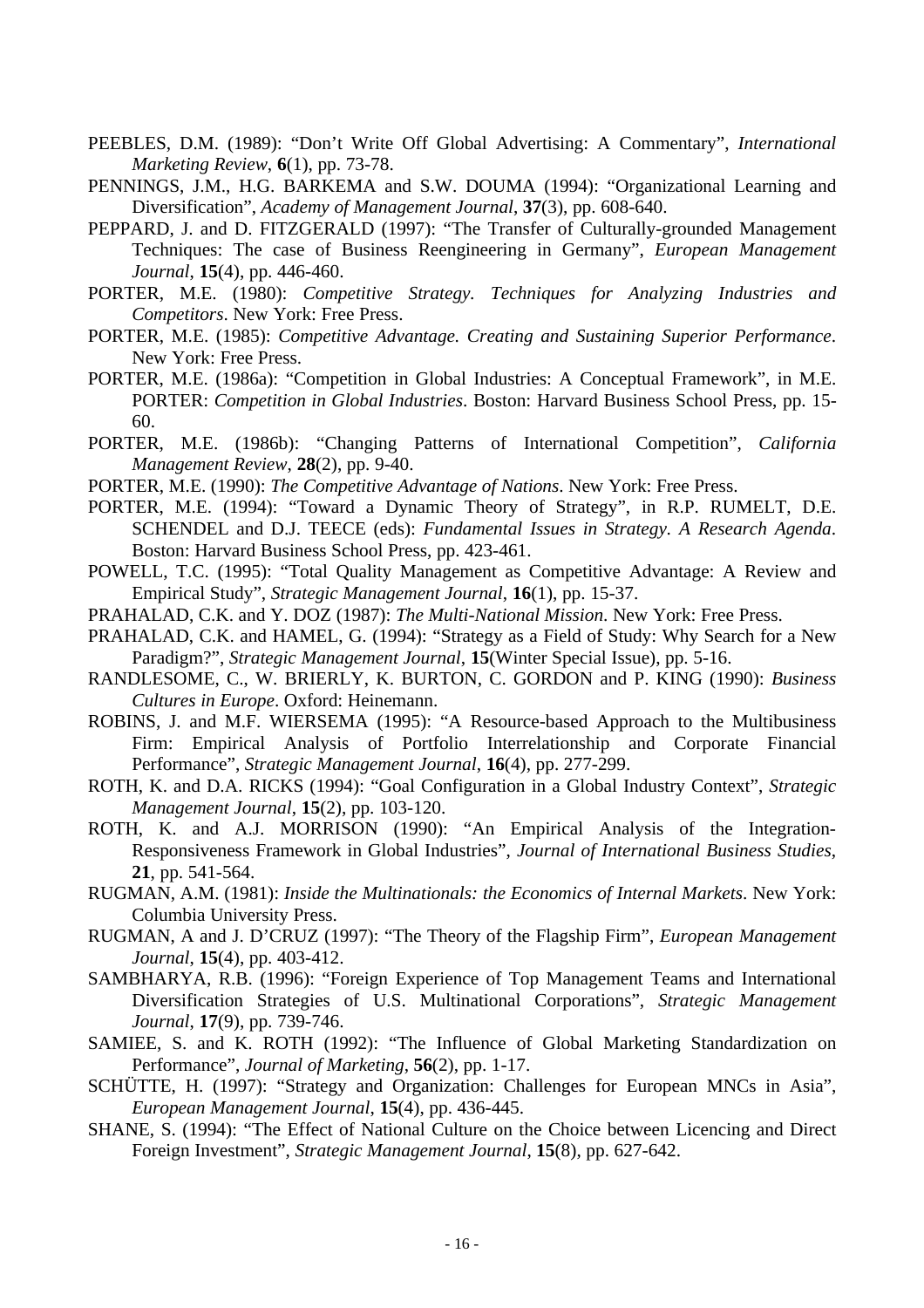PEEBLES, D.M. (1989): "Don't Write Off Global Advertising: A Commentary", *International Marketing Review*, **6**(1), pp. 73-78.

PENNINGS, J.M., H.G. BARKEMA and S.W. DOUMA (1994): "Organizational Learning and Diversification", *Academy of Management Journal*, **37**(3), pp. 608-640.

PEPPARD, J. and D. FITZGERALD (1997): "The Transfer of Culturally-grounded Management Techniques: The case of Business Reengineering in Germany", *European Management Journal*, **15**(4), pp. 446-460.

PORTER, M.E. (1980): *Competitive Strategy. Techniques for Analyzing Industries and Competitors*. New York: Free Press.

PORTER, M.E. (1985): *Competitive Advantage. Creating and Sustaining Superior Performance*. New York: Free Press.

PORTER, M.E. (1986a): "Competition in Global Industries: A Conceptual Framework", in M.E. PORTER: *Competition in Global Industries*. Boston: Harvard Business School Press, pp. 15-60.

PORTER, M.E. (1986b): "Changing Patterns of International Competition", *California Management Review*, **28**(2), pp. 9-40.

PORTER, M.E. (1990): *The Competitive Advantage of Nations*. New York: Free Press.

PORTER, M.E. (1994): "Toward a Dynamic Theory of Strategy", in R.P. RUMELT, D.E. SCHENDEL and D.J. TEECE (eds): *Fundamental Issues in Strategy. A Research Agenda*. Boston: Harvard Business School Press, pp. 423-461.

POWELL, T.C. (1995): "Total Quality Management as Competitive Advantage: A Review and Empirical Study", *Strategic Management Journal*, **16**(1), pp. 15-37.

PRAHALAD, C.K. and Y. DOZ (1987): *The Multi-National Mission*. New York: Free Press.

PRAHALAD, C.K. and HAMEL, G. (1994): "Strategy as a Field of Study: Why Search for a New Paradigm?", *Strategic Management Journal*, **15**(Winter Special Issue), pp. 5-16.

RANDLESOME, C., W. BRIERLY, K. BURTON, C. GORDON and P. KING (1990): *Business Cultures in Europe*. Oxford: Heinemann.

ROBINS, J. and M.F. WIERSEMA (1995): "A Resource-based Approach to the Multibusiness Firm: Empirical Analysis of Portfolio Interrelationship and Corporate Financial Performance", *Strategic Management Journal*, **16**(4), pp. 277-299.

ROTH, K. and D.A. RICKS (1994): "Goal Configuration in a Global Industry Context", *Strategic Management Journal*, **15**(2), pp. 103-120.

ROTH, K. and A.J. MORRISON (1990): "An Empirical Analysis of the Integration-Responsiveness Framework in Global Industries", *Journal of International Business Studies*, **21**, pp. 541-564.

RUGMAN, A.M. (1981): *Inside the Multinationals: the Economics of Internal Markets*. New York: Columbia University Press.

RUGMAN, A and J. D'CRUZ (1997): "The Theory of the Flagship Firm", *European Management Journal*, **15**(4), pp. 403-412.

SAMBHARYA, R.B. (1996): "Foreign Experience of Top Management Teams and International Diversification Strategies of U.S. Multinational Corporations", *Strategic Management Journal*, **17**(9), pp. 739-746.

SAMIEE, S. and K. ROTH (1992): "The Influence of Global Marketing Standardization on Performance", *Journal of Marketing*, **56**(2), pp. 1-17.

SCHÜTTE, H. (1997): "Strategy and Organization: Challenges for European MNCs in Asia", *European Management Journal*, **15**(4), pp. 436-445.

SHANE, S. (1994): "The Effect of National Culture on the Choice between Licencing and Direct Foreign Investment", *Strategic Management Journal*, **15**(8), pp. 627-642.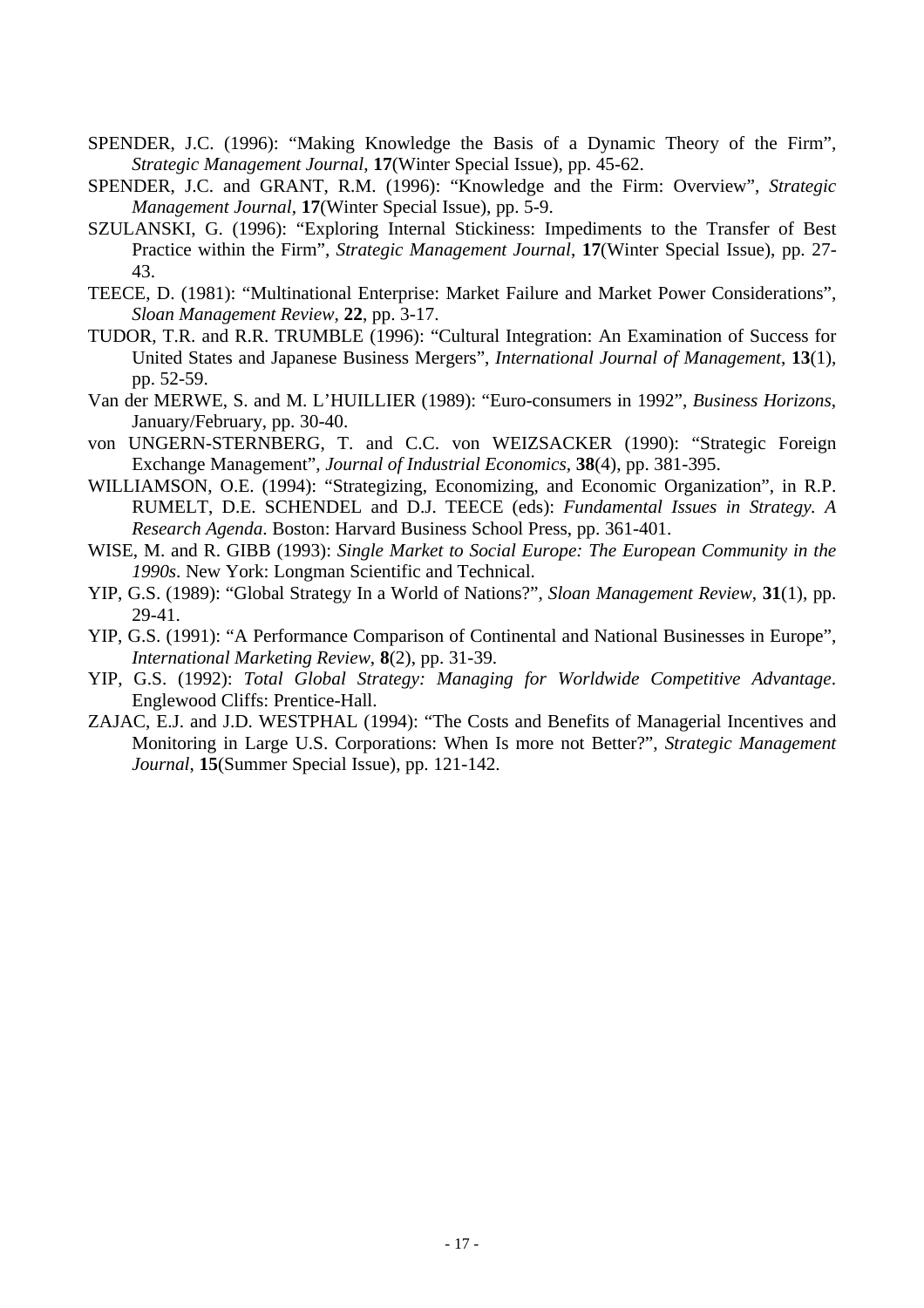SPENDER, J.C. (1996): "Making Knowledge the Basis of a Dynamic Theory of the Firm", *Strategic Management Journal*, **17**(Winter Special Issue), pp. 45-62.

SPENDER, J.C. and GRANT, R.M. (1996): "Knowledge and the Firm: Overview", *Strategic Management Journal*, **17**(Winter Special Issue), pp. 5-9.

SZULANSKI, G. (1996): "Exploring Internal Stickiness: Impediments to the Transfer of Best Practice within the Firm", *Strategic Management Journal*, **17**(Winter Special Issue), pp. 27-43.

TEECE, D. (1981): "Multinational Enterprise: Market Failure and Market Power Considerations", *Sloan Management Review*, **22**, pp. 3-17.

TUDOR, T.R. and R.R. TRUMBLE (1996): "Cultural Integration: An Examination of Success for United States and Japanese Business Mergers", *International Journal of Management*, **13**(1), pp. 52-59.

Van der MERWE, S. and M. L'HUILLIER (1989): "Euro-consumers in 1992", *Business Horizons*, January/February, pp. 30-40.

von UNGERN-STERNBERG, T. and C.C. von WEIZSACKER (1990): "Strategic Foreign Exchange Management", *Journal of Industrial Economics*, **38**(4), pp. 381-395.

WILLIAMSON, O.E. (1994): "Strategizing, Economizing, and Economic Organization", in R.P. RUMELT, D.E. SCHENDEL and D.J. TEECE (eds): *Fundamental Issues in Strategy. A Research Agenda*. Boston: Harvard Business School Press, pp. 361-401.

WISE, M. and R. GIBB (1993): *Single Market to Social Europe: The European Community in the 1990s*. New York: Longman Scientific and Technical.

YIP, G.S. (1989): "Global Strategy In a World of Nations?", *Sloan Management Review*, **31**(1), pp. 29-41.

YIP, G.S. (1991): "A Performance Comparison of Continental and National Businesses in Europe", *International Marketing Review*, **8**(2), pp. 31-39.

YIP, G.S. (1992): *Total Global Strategy: Managing for Worldwide Competitive Advantage*. Englewood Cliffs: Prentice-Hall.

ZAJAC, E.J. and J.D. WESTPHAL (1994): "The Costs and Benefits of Managerial Incentives and Monitoring in Large U.S. Corporations: When Is more not Better?", *Strategic Management Journal*, **15**(Summer Special Issue), pp. 121-142.